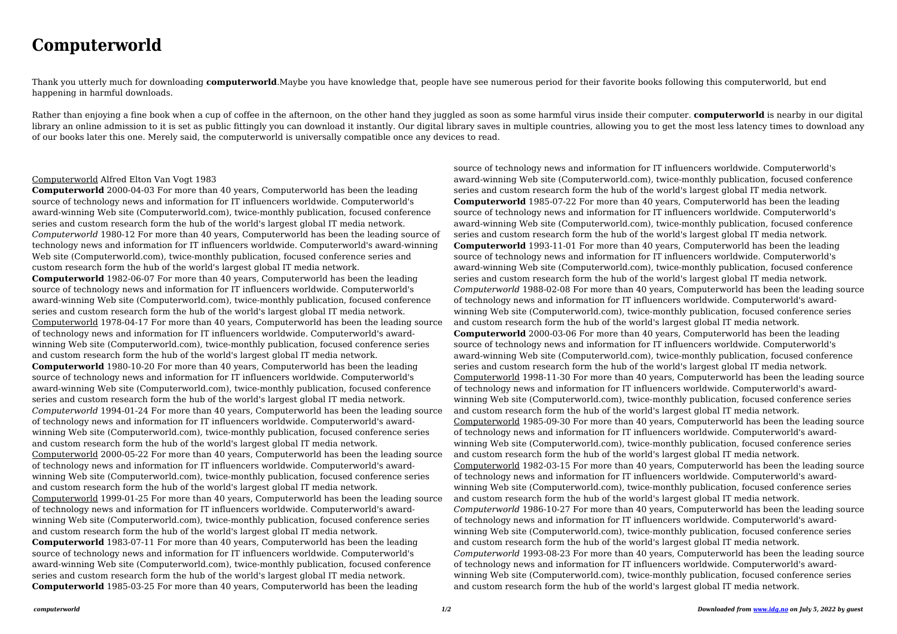# Computerworld

Thank you utterly much for downloading **computerworld**.Maybe you have knowledge that, people have see numerous period for their favorite books following this computerworld, but end happening in harmful downloads.

Rather than enjoying a fine book when a cup of coffee in the afternoon, on the other hand they juggled as soon as some harmful virus inside their computer. **computerworld** is nearby in our digital library an online admission to it is set as public fittingly you can download it instantly. Our digital library saves in multiple countries, allowing you to get the most less latency times to download any of our books later this one. Merely said, the computerworld is universally compatible once any devices to read.

Computerworld Alfred Elton Van Vogt 1983

**Computerworld** 2000-04-03 For more than 40 years, Computerworld has been the leading source of technology news and information for IT influencers worldwide. Computerworld's award-winning Web site (Computerworld.com), twice-monthly publication, focused conference series and custom research form the hub of the world's largest global IT media network.

*Computerworld* 1980-12 For more than 40 years, Computerworld has been the leading source of technology news and information for IT influencers worldwide. Computerworld's award-winning Web site (Computerworld.com), twice-monthly publication, focused conference series and custom research form the hub of the world's largest global IT media network.

**Computerworld** 1982-06-07 For more than 40 years, Computerworld has been the leading source of technology news and information for IT influencers worldwide. Computerworld's award-winning Web site (Computerworld.com), twice-monthly publication, focused conference series and custom research form the hub of the world's largest global IT media network.

Computerworld 1978-04-17 For more than 40 years, Computerworld has been the leading source of technology news and information for IT influencers worldwide. Computerworld's award-winning Web site (Computerworld.com), twice-monthly publication, focused conference series and custom research form the hub of the world's largest global IT media network.

**Computerworld** 1980-10-20 For more than 40 years, Computerworld has been the leading source of technology news and information for IT influencers worldwide. Computerworld's award-winning Web site (Computerworld.com), twice-monthly publication, focused conference series and custom research form the hub of the world's largest global IT media network.

*Computerworld* 1994-01-24 For more than 40 years, Computerworld has been the leading source of technology news and information for IT influencers worldwide. Computerworld's award-winning Web site (Computerworld.com), twice-monthly publication, focused conference series and custom research form the hub of the world's largest global IT media network.

Computerworld 2000-05-22 For more than 40 years, Computerworld has been the leading source of technology news and information for IT influencers worldwide. Computerworld's award-winning Web site (Computerworld.com), twice-monthly publication, focused conference series and custom research form the hub of the world's largest global IT media network.

Computerworld 1999-01-25 For more than 40 years, Computerworld has been the leading source of technology news and information for IT influencers worldwide. Computerworld's award-winning Web site (Computerworld.com), twice-monthly publication, focused conference series and custom research form the hub of the world's largest global IT media network.

**Computerworld** 1983-07-11 For more than 40 years, Computerworld has been the leading source of technology news and information for IT influencers worldwide. Computerworld's award-winning Web site (Computerworld.com), twice-monthly publication, focused conference series and custom research form the hub of the world's largest global IT media network.

**Computerworld** 1985-03-25 For more than 40 years, Computerworld has been the leading source of technology news and information for IT influencers worldwide. Computerworld's award-winning Web site (Computerworld.com), twice-monthly publication, focused conference series and custom research form the hub of the world's largest global IT media network.

**Computerworld** 1985-07-22 For more than 40 years, Computerworld has been the leading source of technology news and information for IT influencers worldwide. Computerworld's award-winning Web site (Computerworld.com), twice-monthly publication, focused conference series and custom research form the hub of the world's largest global IT media network.

**Computerworld** 1993-11-01 For more than 40 years, Computerworld has been the leading source of technology news and information for IT influencers worldwide. Computerworld's award-winning Web site (Computerworld.com), twice-monthly publication, focused conference series and custom research form the hub of the world's largest global IT media network.

*Computerworld* 1988-02-08 For more than 40 years, Computerworld has been the leading source of technology news and information for IT influencers worldwide. Computerworld's award-winning Web site (Computerworld.com), twice-monthly publication, focused conference series and custom research form the hub of the world's largest global IT media network.

**Computerworld** 2000-03-06 For more than 40 years, Computerworld has been the leading source of technology news and information for IT influencers worldwide. Computerworld's award-winning Web site (Computerworld.com), twice-monthly publication, focused conference series and custom research form the hub of the world's largest global IT media network.

Computerworld 1998-11-30 For more than 40 years, Computerworld has been the leading source of technology news and information for IT influencers worldwide. Computerworld's award-winning Web site (Computerworld.com), twice-monthly publication, focused conference series and custom research form the hub of the world's largest global IT media network.

Computerworld 1985-09-30 For more than 40 years, Computerworld has been the leading source of technology news and information for IT influencers worldwide. Computerworld's award-winning Web site (Computerworld.com), twice-monthly publication, focused conference series and custom research form the hub of the world's largest global IT media network.

Computerworld 1982-03-15 For more than 40 years, Computerworld has been the leading source of technology news and information for IT influencers worldwide. Computerworld's award-winning Web site (Computerworld.com), twice-monthly publication, focused conference series and custom research form the hub of the world's largest global IT media network.

*Computerworld* 1986-10-27 For more than 40 years, Computerworld has been the leading source of technology news and information for IT influencers worldwide. Computerworld's award-winning Web site (Computerworld.com), twice-monthly publication, focused conference series and custom research form the hub of the world's largest global IT media network.

*Computerworld* 1993-08-23 For more than 40 years, Computerworld has been the leading source of technology news and information for IT influencers worldwide. Computerworld's award-winning Web site (Computerworld.com), twice-monthly publication, focused conference series and custom research form the hub of the world's largest global IT media network.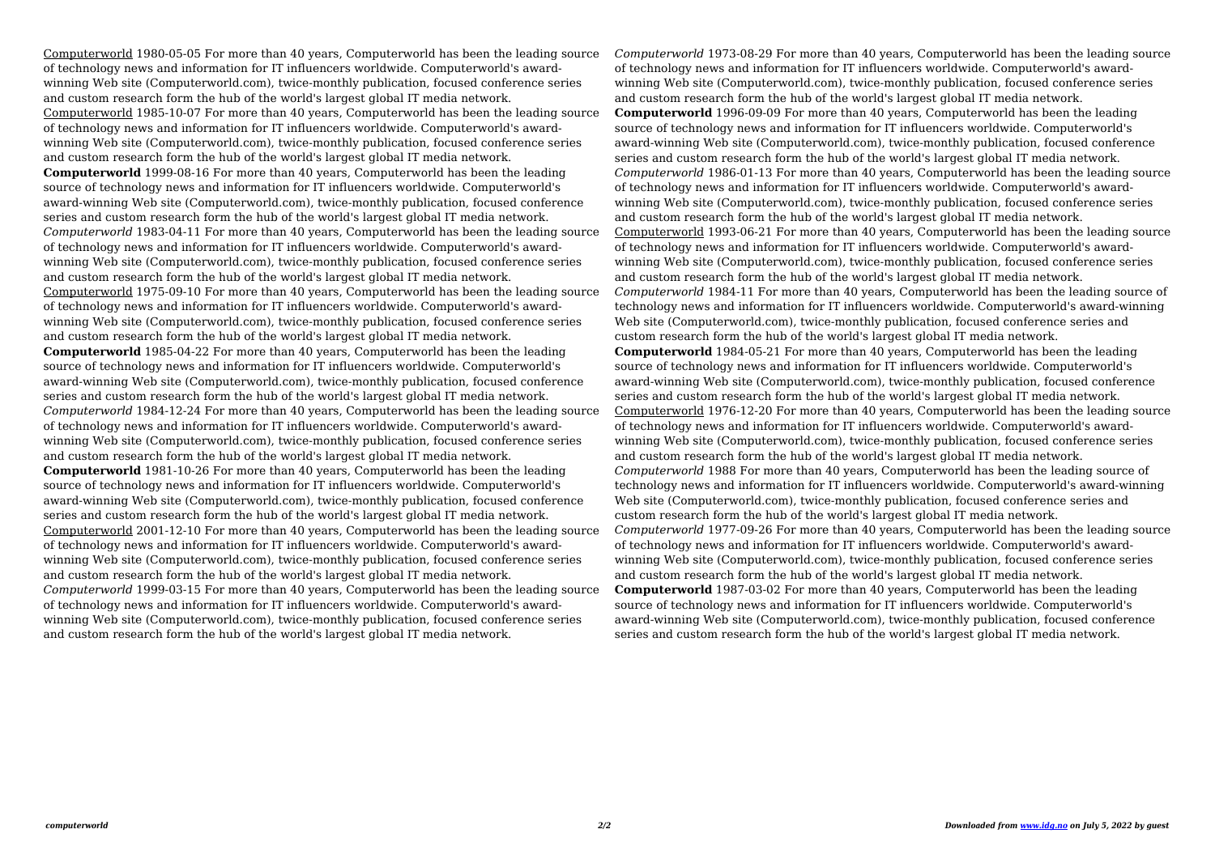Computerworld 1980-05-05 For more than 40 years, Computerworld has been the leading source of technology news and information for IT influencers worldwide. Computerworld's award-winning Web site (Computerworld.com), twice-monthly publication, focused conference series and custom research form the hub of the world's largest global IT media network.
Computerworld 1985-10-07 For more than 40 years, Computerworld has been the leading source of technology news and information for IT influencers worldwide. Computerworld's award-winning Web site (Computerworld.com), twice-monthly publication, focused conference series and custom research form the hub of the world's largest global IT media network.
**Computerworld** 1999-08-16 For more than 40 years, Computerworld has been the leading source of technology news and information for IT influencers worldwide. Computerworld's award-winning Web site (Computerworld.com), twice-monthly publication, focused conference series and custom research form the hub of the world's largest global IT media network.
*Computerworld* 1983-04-11 For more than 40 years, Computerworld has been the leading source of technology news and information for IT influencers worldwide. Computerworld's award-winning Web site (Computerworld.com), twice-monthly publication, focused conference series and custom research form the hub of the world's largest global IT media network.
Computerworld 1975-09-10 For more than 40 years, Computerworld has been the leading source of technology news and information for IT influencers worldwide. Computerworld's award-winning Web site (Computerworld.com), twice-monthly publication, focused conference series and custom research form the hub of the world's largest global IT media network.
**Computerworld** 1985-04-22 For more than 40 years, Computerworld has been the leading source of technology news and information for IT influencers worldwide. Computerworld's award-winning Web site (Computerworld.com), twice-monthly publication, focused conference series and custom research form the hub of the world's largest global IT media network.
*Computerworld* 1984-12-24 For more than 40 years, Computerworld has been the leading source of technology news and information for IT influencers worldwide. Computerworld's award-winning Web site (Computerworld.com), twice-monthly publication, focused conference series and custom research form the hub of the world's largest global IT media network.
**Computerworld** 1981-10-26 For more than 40 years, Computerworld has been the leading source of technology news and information for IT influencers worldwide. Computerworld's award-winning Web site (Computerworld.com), twice-monthly publication, focused conference series and custom research form the hub of the world's largest global IT media network.
Computerworld 2001-12-10 For more than 40 years, Computerworld has been the leading source of technology news and information for IT influencers worldwide. Computerworld's award-winning Web site (Computerworld.com), twice-monthly publication, focused conference series and custom research form the hub of the world's largest global IT media network.
*Computerworld* 1999-03-15 For more than 40 years, Computerworld has been the leading source of technology news and information for IT influencers worldwide. Computerworld's award-winning Web site (Computerworld.com), twice-monthly publication, focused conference series and custom research form the hub of the world's largest global IT media network.
*Computerworld* 1973-08-29 For more than 40 years, Computerworld has been the leading source of technology news and information for IT influencers worldwide. Computerworld's award-winning Web site (Computerworld.com), twice-monthly publication, focused conference series and custom research form the hub of the world's largest global IT media network.
**Computerworld** 1996-09-09 For more than 40 years, Computerworld has been the leading source of technology news and information for IT influencers worldwide. Computerworld's award-winning Web site (Computerworld.com), twice-monthly publication, focused conference series and custom research form the hub of the world's largest global IT media network.
*Computerworld* 1986-01-13 For more than 40 years, Computerworld has been the leading source of technology news and information for IT influencers worldwide. Computerworld's award-winning Web site (Computerworld.com), twice-monthly publication, focused conference series and custom research form the hub of the world's largest global IT media network.
Computerworld 1993-06-21 For more than 40 years, Computerworld has been the leading source of technology news and information for IT influencers worldwide. Computerworld's award-winning Web site (Computerworld.com), twice-monthly publication, focused conference series and custom research form the hub of the world's largest global IT media network.
*Computerworld* 1984-11 For more than 40 years, Computerworld has been the leading source of technology news and information for IT influencers worldwide. Computerworld's award-winning Web site (Computerworld.com), twice-monthly publication, focused conference series and custom research form the hub of the world's largest global IT media network.
**Computerworld** 1984-05-21 For more than 40 years, Computerworld has been the leading source of technology news and information for IT influencers worldwide. Computerworld's award-winning Web site (Computerworld.com), twice-monthly publication, focused conference series and custom research form the hub of the world's largest global IT media network.
Computerworld 1976-12-20 For more than 40 years, Computerworld has been the leading source of technology news and information for IT influencers worldwide. Computerworld's award-winning Web site (Computerworld.com), twice-monthly publication, focused conference series and custom research form the hub of the world's largest global IT media network.
*Computerworld* 1988 For more than 40 years, Computerworld has been the leading source of technology news and information for IT influencers worldwide. Computerworld's award-winning Web site (Computerworld.com), twice-monthly publication, focused conference series and custom research form the hub of the world's largest global IT media network.
*Computerworld* 1977-09-26 For more than 40 years, Computerworld has been the leading source of technology news and information for IT influencers worldwide. Computerworld's award-winning Web site (Computerworld.com), twice-monthly publication, focused conference series and custom research form the hub of the world's largest global IT media network.
**Computerworld** 1987-03-02 For more than 40 years, Computerworld has been the leading source of technology news and information for IT influencers worldwide. Computerworld's award-winning Web site (Computerworld.com), twice-monthly publication, focused conference series and custom research form the hub of the world's largest global IT media network.